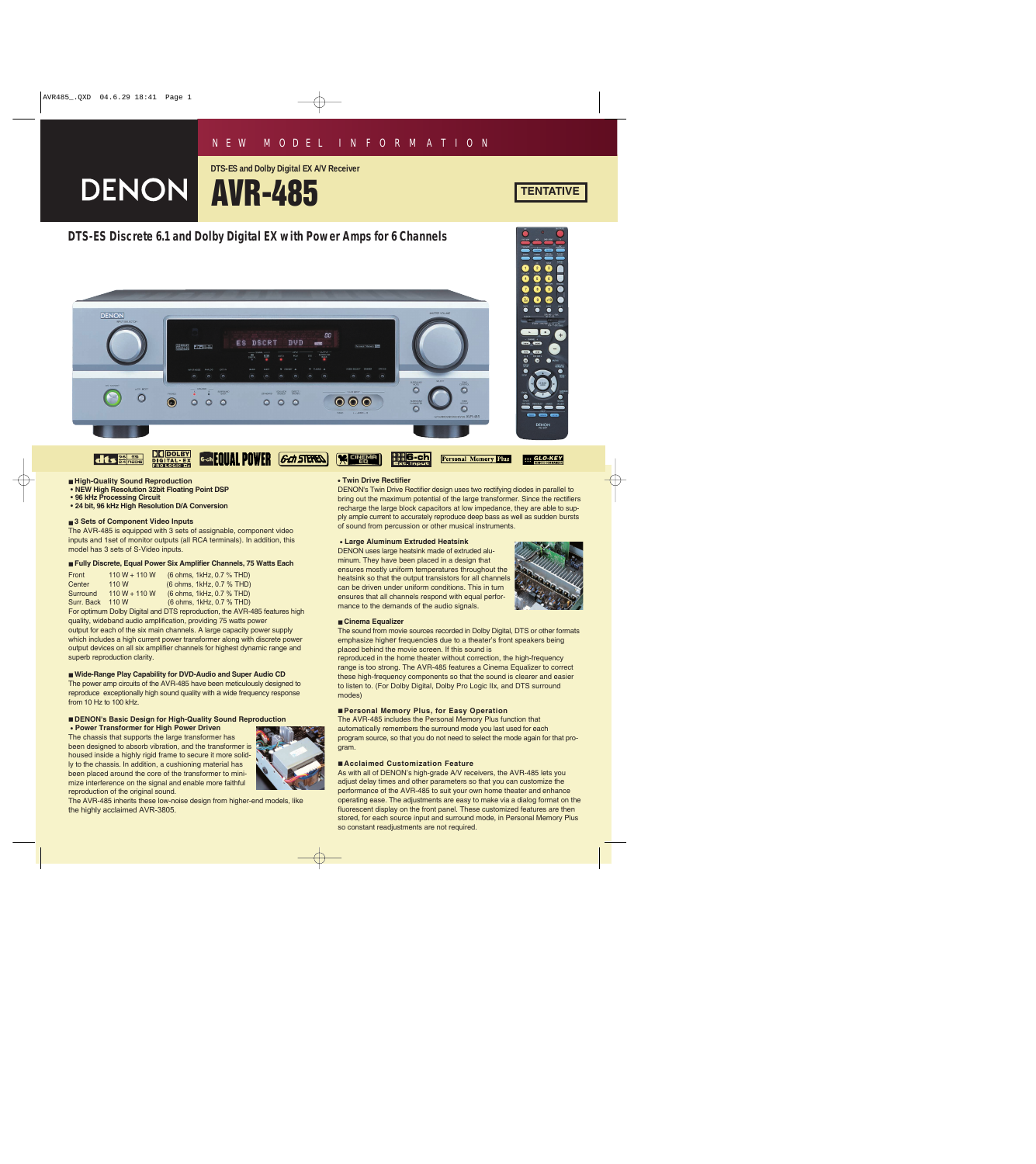NEW MODEL INFORMATION

DENON

DTS-ES and Dolby Digital EX A/V Receiver

# AVR-485

TENTATIVE

## DTS-ES Discrete 6.1 and Dolby Digital EX with Power Amps for 6 Channels

### ■ High-Quality Sound Reproduction

- NEW High Resolution 32bit Floating Point DSP
- 96 kHz Processing Circuit
- 24 bit, 96 kHz High Resolution D/A Conversion

### ■ 3 Sets of Component Video Inputs

The AVR-485 is equipped with 3 sets of assignable, component video inputs and 1set of monitor outputs (all RCA terminals). In addition, this model has 3 sets of S-Video inputs.

### ■ Fully Discrete, Equal Power Six Amplifier Channels, 75 Watts Each

| | | |
|---|---|---|
| Front | 110 W + 110 W | (6 ohms, 1kHz, 0.7 % THD) |
| Center | 110 W | (6 ohms, 1kHz, 0.7 % THD) |
| Surround | 110 W + 110 W | (6 ohms, 1kHz, 0.7 % THD) |
| Surr. Back | 110 W | (6 ohms, 1kHz, 0.7 % THD) |

For optimum Dolby Digital and DTS reproduction, the AVR-485 features high quality, wideband audio amplification, providing 75 watts power output for each of the six main channels. A large capacity power supply which includes a high current power transformer along with discrete power output devices on all six amplifier channels for highest dynamic range and superb reproduction clarity.

### ■ Wide-Range Play Capability for DVD-Audio and Super Audio CD

The power amp circuits of the AVR-485 have been meticulously designed to reproduce exceptionally high sound quality with a wide frequency response from 10 Hz to 100 kHz.

### ■ DENON's Basic Design for High-Quality Sound Reproduction

**• Power Transformer for High Power Driven**

The chassis that supports the large transformer has been designed to absorb vibration, and the transformer is housed inside a highly rigid frame to secure it more solidly to the chassis. In addition, a cushioning material has been placed around the core of the transformer to minimize interference on the signal and enable more faithful reproduction of the original sound.

The AVR-485 inherits these low-noise design from higher-end models, like the highly acclaimed AVR-3805.

**• Twin Drive Rectifier**

DENON's Twin Drive Rectifier design uses two rectifying diodes in parallel to bring out the maximum potential of the large transformer. Since the rectifiers recharge the large block capacitors at low impedance, they are able to supply ample current to accurately reproduce deep bass as well as sudden bursts of sound from percussion or other musical instruments.

**• Large Aluminum Extruded Heatsink**

DENON uses large heatsink made of extruded aluminum. They have been placed in a design that ensures mostly uniform temperatures throughout the heatsink so that the output transistors for all channels can be driven under uniform conditions. This in turn ensures that all channels respond with equal performance to the demands of the audio signals.

### ■ Cinema Equalizer

The sound from movie sources recorded in Dolby Digital, DTS or other formats emphasize higher frequencies due to a theater's front speakers being placed behind the movie screen. If this sound is reproduced in the home theater without correction, the high-frequency range is too strong. The AVR-485 features a Cinema Equalizer to correct these high-frequency components so that the sound is clearer and easier to listen to. (For Dolby Digital, Dolby Pro Logic IIx, and DTS surround modes)

### ■ Personal Memory Plus, for Easy Operation

The AVR-485 includes the Personal Memory Plus function that automatically remembers the surround mode you last used for each program source, so that you do not need to select the mode again for that program.

### ■ Acclaimed Customization Feature

As with all of DENON's high-grade A/V receivers, the AVR-485 lets you adjust delay times and other parameters so that you can customize the performance of the AVR-485 to suit your own home theater and enhance operating ease. The adjustments are easy to make via a dialog format on the fluorescent display on the front panel. These customized features are then stored, for each source input and surround mode, in Personal Memory Plus so constant readjustments are not required.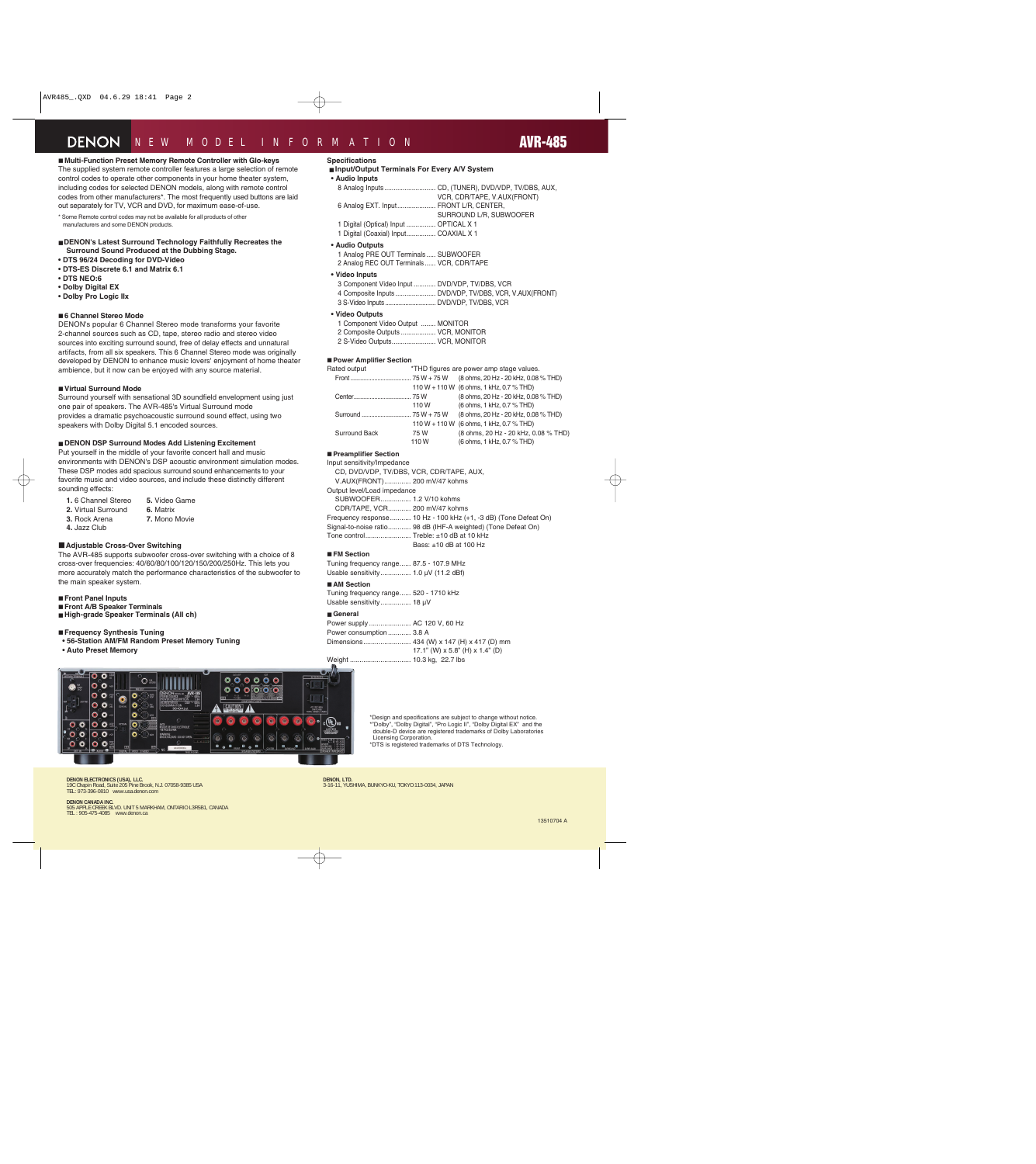DENON NEW MODEL INFORMATION **AVR-485**

■ **Multi-Function Preset Memory Remote Controller with Glo-keys**

The supplied system remote controller features a large selection of remote control codes to operate other components in your home theater system, including codes for selected DENON models, along with remote control codes from other manufacturers*. The most frequently used buttons are laid out separately for TV, VCR and DVD, for maximum ease-of-use.

* Some Remote control codes may not be available for all products of other manufacturers and some DENON products.

■ **DENON's Latest Surround Technology Faithfully Recreates the Surround Sound Produced at the Dubbing Stage.**

- **DTS 96/24 Decoding for DVD-Video**
- **DTS-ES Discrete 6.1 and Matrix 6.1**
- **DTS NEO:6**
- **Dolby Digital EX**
- **Dolby Pro Logic IIx**

■ **6 Channel Stereo Mode**

DENON's popular 6 Channel Stereo mode transforms your favorite 2-channel sources such as CD, tape, stereo radio and stereo video sources into exciting surround sound, free of delay effects and unnatural artifacts, from all six speakers. This 6 Channel Stereo mode was originally developed by DENON to enhance music lovers' enjoyment of home theater ambience, but it now can be enjoyed with any source material.

■ **Virtual Surround Mode**

Surround yourself with sensational 3D soundfield envelopment using just one pair of speakers. The AVR-485's Virtual Surround mode provides a dramatic psychoacoustic surround sound effect, using two speakers with Dolby Digital 5.1 encoded sources.

■ **DENON DSP Surround Modes Add Listening Excitement**

Put yourself in the middle of your favorite concert hall and music environments with DENON's DSP acoustic environment simulation modes. These DSP modes add spacious surround sound enhancements to your favorite music and video sources, and include these distinctly different sounding effects:

1. 6 Channel Stereo
2. Virtual Surround
3. Rock Arena
4. Jazz Club
5. Video Game
6. Matrix
7. Mono Movie

■ **Adjustable Cross-Over Switching**

The AVR-485 supports subwoofer cross-over switching with a choice of 8 cross-over frequencies: 40/60/80/100/120/150/200/250Hz. This lets you more accurately match the performance characteristics of the subwoofer to the main speaker system.

■ **Front Panel Inputs**
■ **Front A/B Speaker Terminals**
■ **High-grade Speaker Terminals (All ch)**

■ **Frequency Synthesis Tuning**

- **56-Station AM/FM Random Preset Memory Tuning**
- **Auto Preset Memory**

**Specifications**

■ **Input/Output Terminals For Every A/V System**

- **Audio Inputs**
  - 8 Analog Inputs .................. CD, (TUNER), DVD/VDP, TV/DBS, AUX, VCR, CDR/TAPE, V.AUX(FRONT)
  - 6 Analog EXT. Input ............ FRONT L/R, CENTER, SURROUND L/R, SUBWOOFER
  - 1 Digital (Optical) Input .......... OPTICAL X 1
  - 1 Digital (Coaxial) Input .......... COAXIAL X 1
- **Audio Outputs**
  - 1 Analog PRE OUT Terminals ..... SUBWOOFER
  - 2 Analog REC OUT Terminals ...... VCR, CDR/TAPE
- **Video Inputs**
  - 3 Component Video Input ............ DVD/VDP, TV/DBS, VCR
  - 4 Composite Inputs ...................... DVD/VDP, TV/DBS, VCR, V.AUX(FRONT)
  - 3 S-Video Inputs .......................... DVD/VDP, TV/DBS, VCR
- **Video Outputs**
  - 1 Component Video Output ........ MONITOR
  - 2 Composite Outputs .................. VCR, MONITOR
  - 2 S-Video Outputs ...................... VCR, MONITOR

■ **Power Amplifier Section**

Rated output *THD figures are power amp stage values.

| | | |
|---|---|---|
| Front | 75 W + 75 W | (8 ohms, 20 Hz - 20 kHz, 0.08 % THD) |
| | 110 W + 110 W | (6 ohms, 1 kHz, 0.7 % THD) |
| Center | 75 W | (8 ohms, 20 Hz - 20 kHz, 0.08 % THD) |
| | 110 W | (6 ohms, 1 kHz, 0.7 % THD) |
| Surround | 75 W + 75 W | (8 ohms, 20 Hz - 20 kHz, 0.08 % THD) |
| | 110 W + 110 W | (6 ohms, 1 kHz, 0.7 % THD) |
| Surround Back | 75 W | (8 ohms, 20 Hz - 20 kHz, 0.08 % THD) |
| | 110 W | (6 ohms, 1 kHz, 0.7 % THD) |

■ **Preamplifier Section**

Input sensitivity/Impedance
CD, DVD/VDP, TV/DBS, VCR, CDR/TAPE, AUX,
V.AUX(FRONT) ............. 200 mV/47 kohms

Output level/Load impedance
SUBWOOFER ............... 1.2 V/10 kohms
CDR/TAPE, VCR ........... 200 mV/47 kohms

Frequency response ........... 10 Hz - 100 kHz (+1, -3 dB) (Tone Defeat On)
Signal-to-noise ratio ............ 98 dB (IHF-A weighted) (Tone Defeat On)
Tone control ........................ Treble: ±10 dB at 10 kHz
Bass: ±10 dB at 100 Hz

■ **FM Section**

Tuning frequency range ...... 87.5 - 107.9 MHz
Usable sensitivity ................ 1.0 μV (11.2 dBf)

■ **AM Section**

Tuning frequency range ...... 520 - 1710 kHz
Usable sensitivity ................ 18 μV

■ **General**

Power supply ...................... AC 120 V, 60 Hz
Power consumption ............ 3.8 A
Dimensions ......................... 434 (W) x 147 (H) x 417 (D) mm
17.1" (W) x 5.8" (H) x 1.4" (D)
Weight ................................ 10.3 kg, 22.7 lbs

*Design and specifications are subject to change without notice.
*"Dolby", "Dolby Digital", "Pro Logic II", "Dolby Digital EX" and the double-D device are registered trademarks of Dolby Laboratories Licensing Corporation.
*DTS is registered trademarks of DTS Technology.

**DENON ELECTRONICS (USA), LLC.**
19C Chapin Road, Suite 205 Pine Brook, N.J. 07058-9385 USA
TEL: 973-396-0810 www.usa.denon.com

**DENON CANADA INC.**
505 APPLE CREEK BLVD. UNIT 5 MARKHAM, ONTARIO L3R5B1, CANADA
TEL : 905-475-4085 www.denon.ca

**DENON, LTD.**
3-16-11, YUSHIMA, BUNKYO-KU, TOKYO 113-0034, JAPAN

13510704 A